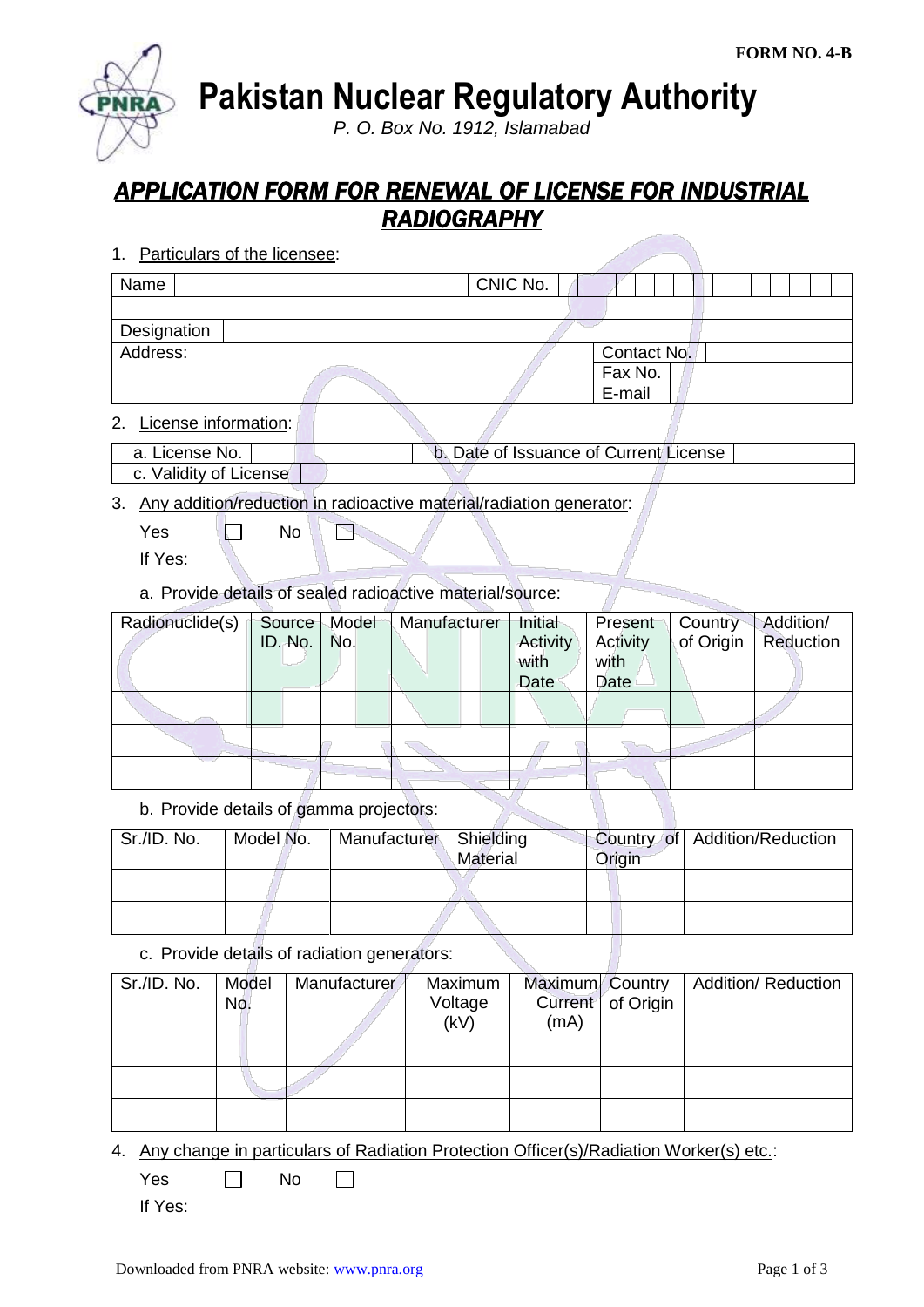FORM NO. 4-B

# Pakistan Nuclear Regulatory Authority

*P. O. Box No. 1912, Islamabad*

## ***APPLICATION FORM FOR RENEWAL OF LICENSE FOR INDUSTRIAL RADIOGRAPHY***

1. Particulars of the licensee:

| Name | | CNIC No. | |
|---|---|---|---|
| | | | |
| Designation | | | |
| Address: | | Contact No. | |
| | | Fax No. | |
| | | E-mail | |

2. License information:

| a. License No. | | b. Date of Issuance of Current License | |
|---|---|---|---|
| c. Validity of License | | | |

3. Any addition/reduction in radioactive material/radiation generator:

Yes ☐ No ☐

If Yes:

a. Provide details of sealed radioactive material/source:

| Radionuclide(s) | Source ID. No. | Model No. | Manufacturer | Initial Activity with Date | Present Activity with Date | Country of Origin | Addition/ Reduction |
|---|---|---|---|---|---|---|---|
| | | | | | | | |
| | | | | | | | |
| | | | | | | | |

b. Provide details of gamma projectors:

| Sr./ID. No. | Model No. | Manufacturer | Shielding Material | Country of Origin | Addition/Reduction |
|---|---|---|---|---|---|
| | | | | | |
| | | | | | |

c. Provide details of radiation generators:

| Sr./ID. No. | Model No. | Manufacturer | Maximum Voltage (kV) | Maximum Current (mA) | Country of Origin | Addition/ Reduction |
|---|---|---|---|---|---|---|
| | | | | | | |
| | | | | | | |
| | | | | | | |

4. Any change in particulars of Radiation Protection Officer(s)/Radiation Worker(s) etc.:

Yes ☐ No ☐

If Yes: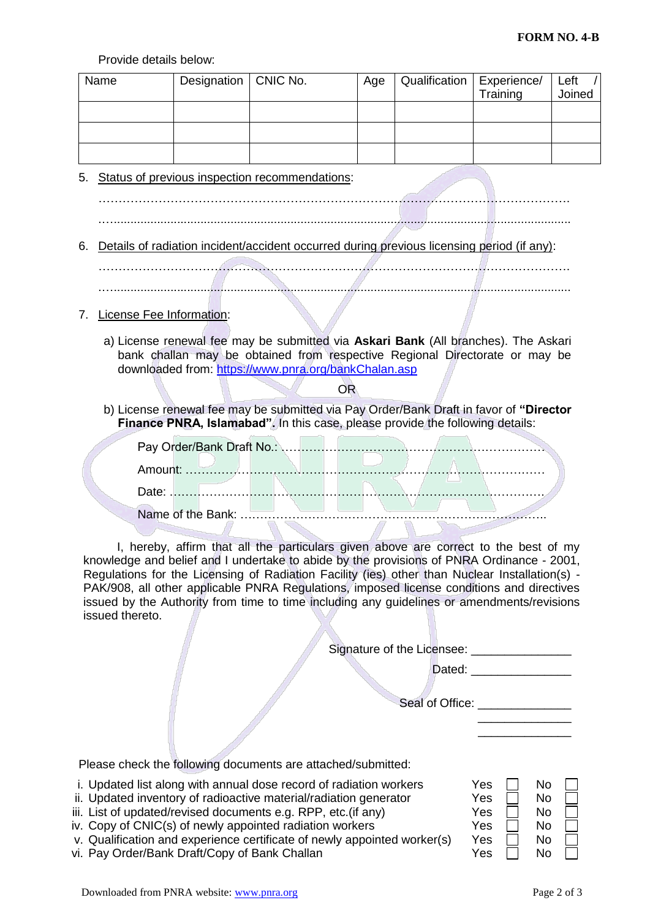Provide details below:

| Name | Designation | CNIC No. | Age | Qualification | Experience/ Training | Left / Joined |
|---|---|---|---|---|---|---|
| | | | | | | |
| | | | | | | |
| | | | | | | |

5. Status of previous inspection recommendations:

………………………………………………………………………………………………………….

…..........................................................................................................................................

6. Details of radiation incident/accident occurred during previous licensing period (if any):

………………………………………………………………………………………………………….

…..........................................................................................................................................

7. License Fee Information:

   a) License renewal fee may be submitted via **Askari Bank** (All branches). The Askari bank challan may be obtained from respective Regional Directorate or may be downloaded from: https://www.pnra.org/bankChalan.asp

   OR

   b) License renewal fee may be submitted via Pay Order/Bank Draft in favor of **"Director Finance PNRA, Islamabad".** In this case, please provide the following details:

   Pay Order/Bank Draft No.: ………………………………………………………………

   Amount: …………………………………………………………………………………

   Date: ……………………………………………………………………………………

   Name of the Bank: ……………………………………………………………………..

I, hereby, affirm that all the particulars given above are correct to the best of my knowledge and belief and I undertake to abide by the provisions of PNRA Ordinance - 2001, Regulations for the Licensing of Radiation Facility (ies) other than Nuclear Installation(s) - PAK/908, all other applicable PNRA Regulations, imposed license conditions and directives issued by the Authority from time to time including any guidelines or amendments/revisions issued thereto.

Signature of the Licensee: _______________

Dated: _______________

Seal of Office: _______________
_______________
_______________

Please check the following documents are attached/submitted:

| | | |
|---|---|---|
| i. Updated list along with annual dose record of radiation workers | Yes ☐ | No ☐ |
| ii. Updated inventory of radioactive material/radiation generator | Yes ☐ | No ☐ |
| iii. List of updated/revised documents e.g. RPP, etc.(if any) | Yes ☐ | No ☐ |
| iv. Copy of CNIC(s) of newly appointed radiation workers | Yes ☐ | No ☐ |
| v. Qualification and experience certificate of newly appointed worker(s) | Yes ☐ | No ☐ |
| vi. Pay Order/Bank Draft/Copy of Bank Challan | Yes ☐ | No ☐ |

Downloaded from PNRA website: www.pnra.org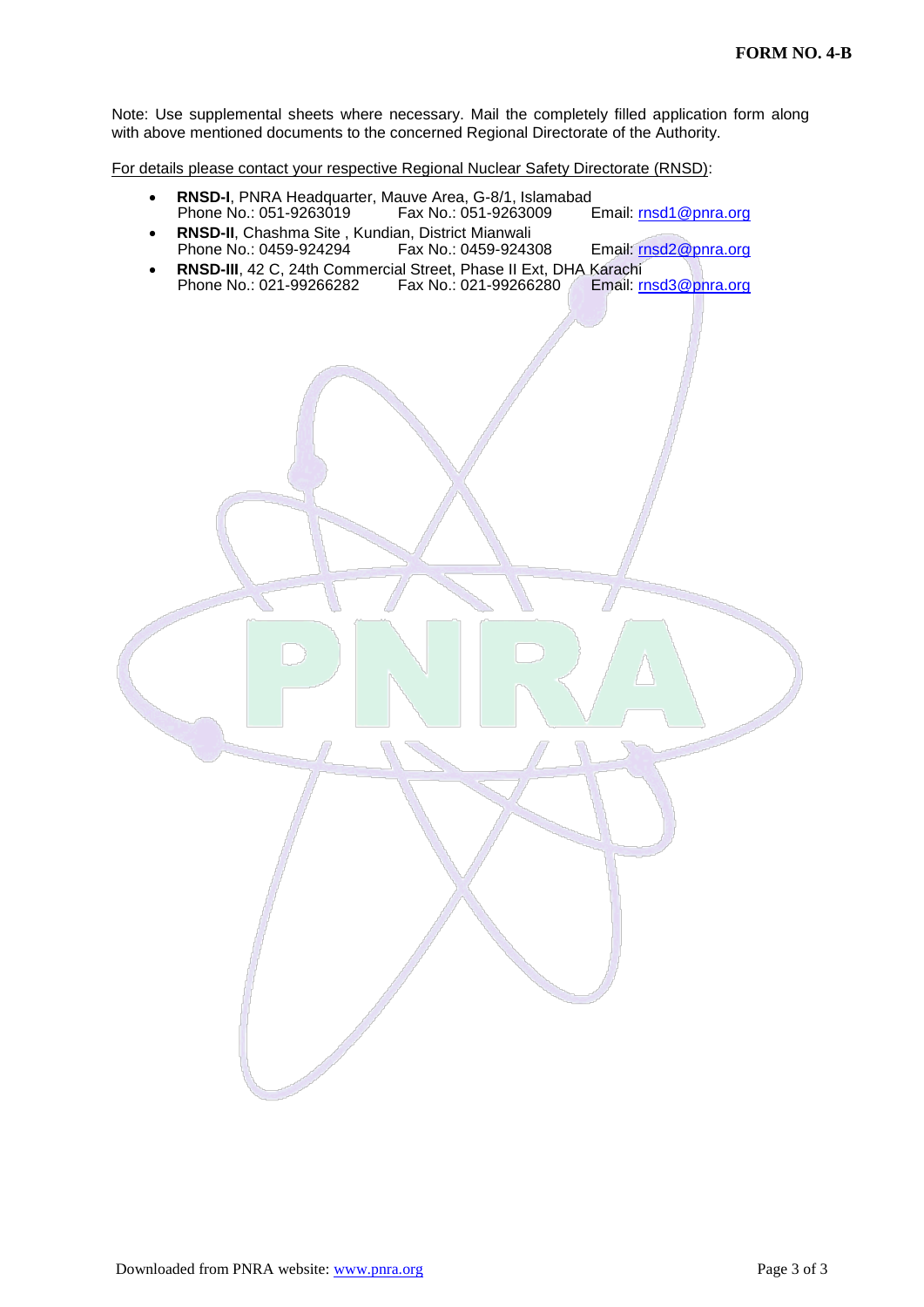Note: Use supplemental sheets where necessary. Mail the completely filled application form along with above mentioned documents to the concerned Regional Directorate of the Authority.

For details please contact your respective Regional Nuclear Safety Directorate (RNSD):

- **RNSD-I**, PNRA Headquarter, Mauve Area, G-8/1, Islamabad
  Phone No.: 051-9263019 Fax No.: 051-9263009 Email: rnsd1@pnra.org
- **RNSD-II**, Chashma Site , Kundian, District Mianwali
  Phone No.: 0459-924294 Fax No.: 0459-924308 Email: rnsd2@pnra.org
- **RNSD-III**, 42 C, 24th Commercial Street, Phase II Ext, DHA Karachi
  Phone No.: 021-99266282 Fax No.: 021-99266280 Email: rnsd3@pnra.org